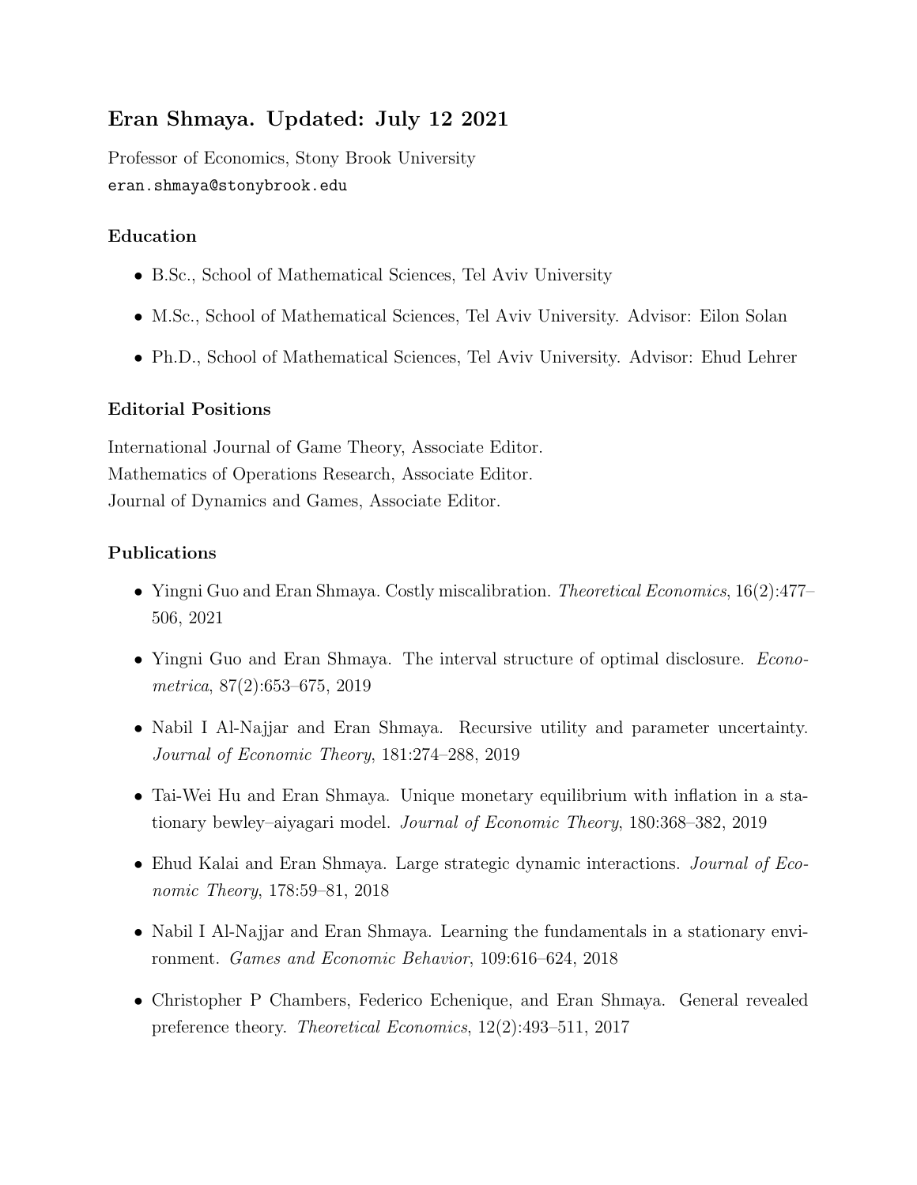# Eran Shmaya. Updated: July 12 2021

Professor of Economics, Stony Brook University
`eran.shmaya@stonybrook.edu`

## Education

- B.Sc., School of Mathematical Sciences, Tel Aviv University
- M.Sc., School of Mathematical Sciences, Tel Aviv University. Advisor: Eilon Solan
- Ph.D., School of Mathematical Sciences, Tel Aviv University. Advisor: Ehud Lehrer

## Editorial Positions

International Journal of Game Theory, Associate Editor.
Mathematics of Operations Research, Associate Editor.
Journal of Dynamics and Games, Associate Editor.

## Publications

- Yingni Guo and Eran Shmaya. Costly miscalibration. *Theoretical Economics*, 16(2):477–506, 2021
- Yingni Guo and Eran Shmaya. The interval structure of optimal disclosure. *Econometrica*, 87(2):653–675, 2019
- Nabil I Al-Najjar and Eran Shmaya. Recursive utility and parameter uncertainty. *Journal of Economic Theory*, 181:274–288, 2019
- Tai-Wei Hu and Eran Shmaya. Unique monetary equilibrium with inflation in a stationary bewley–aiyagari model. *Journal of Economic Theory*, 180:368–382, 2019
- Ehud Kalai and Eran Shmaya. Large strategic dynamic interactions. *Journal of Economic Theory*, 178:59–81, 2018
- Nabil I Al-Najjar and Eran Shmaya. Learning the fundamentals in a stationary environment. *Games and Economic Behavior*, 109:616–624, 2018
- Christopher P Chambers, Federico Echenique, and Eran Shmaya. General revealed preference theory. *Theoretical Economics*, 12(2):493–511, 2017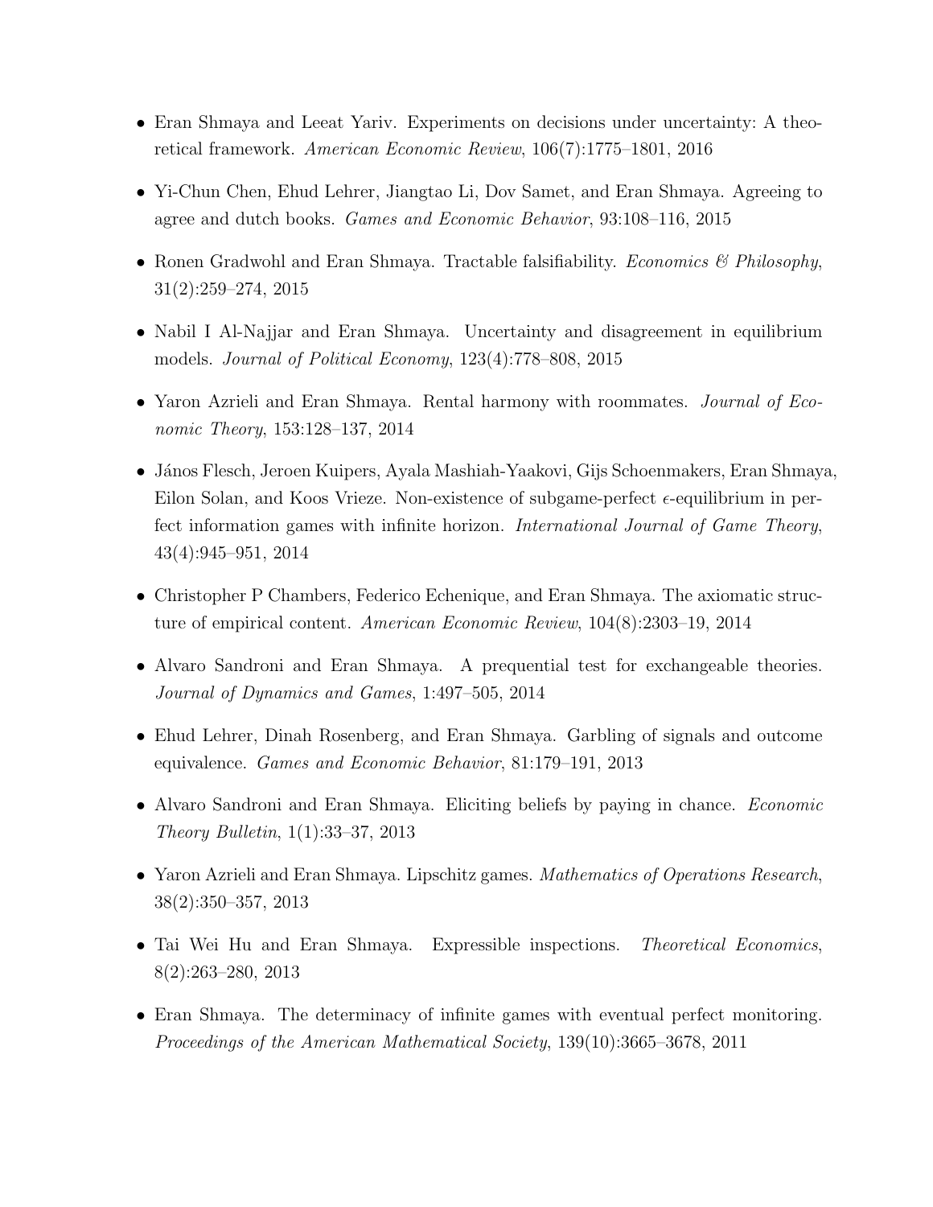- Eran Shmaya and Leeat Yariv. Experiments on decisions under uncertainty: A theoretical framework. *American Economic Review*, 106(7):1775–1801, 2016

- Yi-Chun Chen, Ehud Lehrer, Jiangtao Li, Dov Samet, and Eran Shmaya. Agreeing to agree and dutch books. *Games and Economic Behavior*, 93:108–116, 2015

- Ronen Gradwohl and Eran Shmaya. Tractable falsifiability. *Economics & Philosophy*, 31(2):259–274, 2015

- Nabil I Al-Najjar and Eran Shmaya. Uncertainty and disagreement in equilibrium models. *Journal of Political Economy*, 123(4):778–808, 2015

- Yaron Azrieli and Eran Shmaya. Rental harmony with roommates. *Journal of Economic Theory*, 153:128–137, 2014

- János Flesch, Jeroen Kuipers, Ayala Mashiah-Yaakovi, Gijs Schoenmakers, Eran Shmaya, Eilon Solan, and Koos Vrieze. Non-existence of subgame-perfect $\epsilon$-equilibrium in perfect information games with infinite horizon. *International Journal of Game Theory*, 43(4):945–951, 2014

- Christopher P Chambers, Federico Echenique, and Eran Shmaya. The axiomatic structure of empirical content. *American Economic Review*, 104(8):2303–19, 2014

- Alvaro Sandroni and Eran Shmaya. A prequential test for exchangeable theories. *Journal of Dynamics and Games*, 1:497–505, 2014

- Ehud Lehrer, Dinah Rosenberg, and Eran Shmaya. Garbling of signals and outcome equivalence. *Games and Economic Behavior*, 81:179–191, 2013

- Alvaro Sandroni and Eran Shmaya. Eliciting beliefs by paying in chance. *Economic Theory Bulletin*, 1(1):33–37, 2013

- Yaron Azrieli and Eran Shmaya. Lipschitz games. *Mathematics of Operations Research*, 38(2):350–357, 2013

- Tai Wei Hu and Eran Shmaya. Expressible inspections. *Theoretical Economics*, 8(2):263–280, 2013

- Eran Shmaya. The determinacy of infinite games with eventual perfect monitoring. *Proceedings of the American Mathematical Society*, 139(10):3665–3678, 2011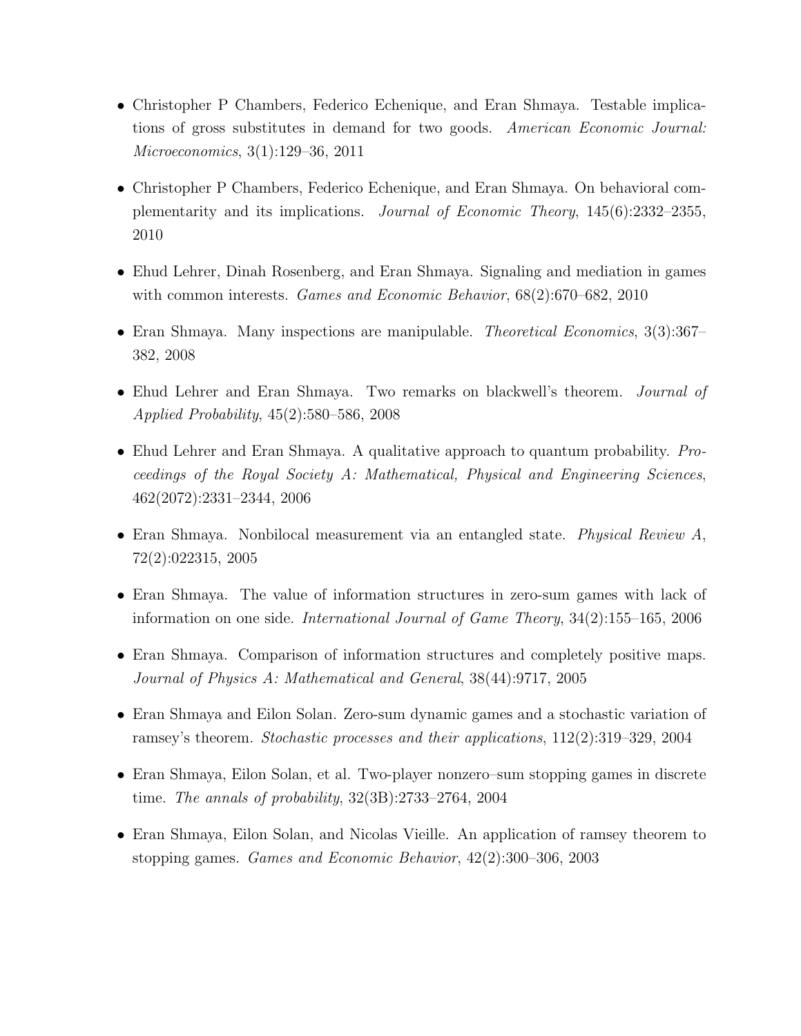- Christopher P Chambers, Federico Echenique, and Eran Shmaya. Testable implications of gross substitutes in demand for two goods. *American Economic Journal: Microeconomics*, 3(1):129–36, 2011

- Christopher P Chambers, Federico Echenique, and Eran Shmaya. On behavioral complementarity and its implications. *Journal of Economic Theory*, 145(6):2332–2355, 2010

- Ehud Lehrer, Dinah Rosenberg, and Eran Shmaya. Signaling and mediation in games with common interests. *Games and Economic Behavior*, 68(2):670–682, 2010

- Eran Shmaya. Many inspections are manipulable. *Theoretical Economics*, 3(3):367–382, 2008

- Ehud Lehrer and Eran Shmaya. Two remarks on blackwell's theorem. *Journal of Applied Probability*, 45(2):580–586, 2008

- Ehud Lehrer and Eran Shmaya. A qualitative approach to quantum probability. *Proceedings of the Royal Society A: Mathematical, Physical and Engineering Sciences*, 462(2072):2331–2344, 2006

- Eran Shmaya. Nonbilocal measurement via an entangled state. *Physical Review A*, 72(2):022315, 2005

- Eran Shmaya. The value of information structures in zero-sum games with lack of information on one side. *International Journal of Game Theory*, 34(2):155–165, 2006

- Eran Shmaya. Comparison of information structures and completely positive maps. *Journal of Physics A: Mathematical and General*, 38(44):9717, 2005

- Eran Shmaya and Eilon Solan. Zero-sum dynamic games and a stochastic variation of ramsey's theorem. *Stochastic processes and their applications*, 112(2):319–329, 2004

- Eran Shmaya, Eilon Solan, et al. Two-player nonzero–sum stopping games in discrete time. *The annals of probability*, 32(3B):2733–2764, 2004

- Eran Shmaya, Eilon Solan, and Nicolas Vieille. An application of ramsey theorem to stopping games. *Games and Economic Behavior*, 42(2):300–306, 2003